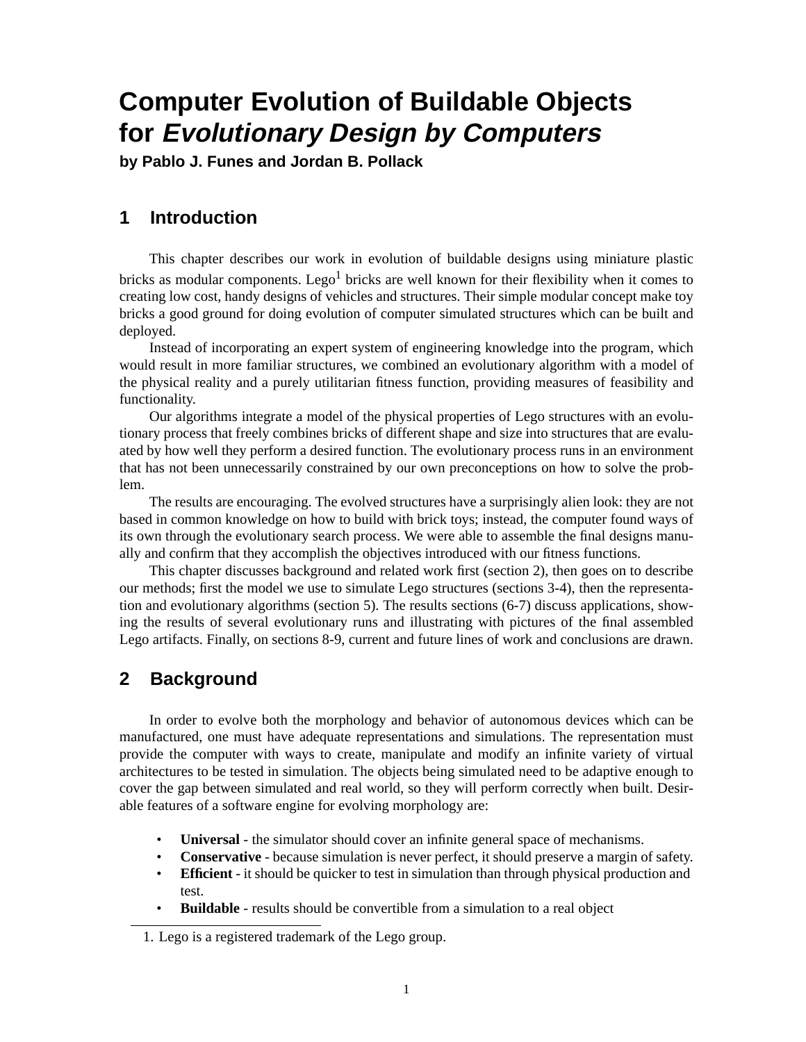# Computer Evolution of Buildable Objects for *Evolutionary Design by Computers*

**by Pablo J. Funes and Jordan B. Pollack**

## 1 Introduction

This chapter describes our work in evolution of buildable designs using miniature plastic bricks as modular components. Lego[1] bricks are well known for their flexibility when it comes to creating low cost, handy designs of vehicles and structures. Their simple modular concept make toy bricks a good ground for doing evolution of computer simulated structures which can be built and deployed.

Instead of incorporating an expert system of engineering knowledge into the program, which would result in more familiar structures, we combined an evolutionary algorithm with a model of the physical reality and a purely utilitarian fitness function, providing measures of feasibility and functionality.

Our algorithms integrate a model of the physical properties of Lego structures with an evolutionary process that freely combines bricks of different shape and size into structures that are evaluated by how well they perform a desired function. The evolutionary process runs in an environment that has not been unnecessarily constrained by our own preconceptions on how to solve the problem.

The results are encouraging. The evolved structures have a surprisingly alien look: they are not based in common knowledge on how to build with brick toys; instead, the computer found ways of its own through the evolutionary search process. We were able to assemble the final designs manually and confirm that they accomplish the objectives introduced with our fitness functions.

This chapter discusses background and related work first (section 2), then goes on to describe our methods; first the model we use to simulate Lego structures (sections 3-4), then the representation and evolutionary algorithms (section 5). The results sections (6-7) discuss applications, showing the results of several evolutionary runs and illustrating with pictures of the final assembled Lego artifacts. Finally, on sections 8-9, current and future lines of work and conclusions are drawn.

## 2 Background

In order to evolve both the morphology and behavior of autonomous devices which can be manufactured, one must have adequate representations and simulations. The representation must provide the computer with ways to create, manipulate and modify an infinite variety of virtual architectures to be tested in simulation. The objects being simulated need to be adaptive enough to cover the gap between simulated and real world, so they will perform correctly when built. Desirable features of a software engine for evolving morphology are:

- **Universal** - the simulator should cover an infinite general space of mechanisms.
- **Conservative** - because simulation is never perfect, it should preserve a margin of safety.
- **Efficient** - it should be quicker to test in simulation than through physical production and test.
- **Buildable** - results should be convertible from a simulation to a real object

1. Lego is a registered trademark of the Lego group.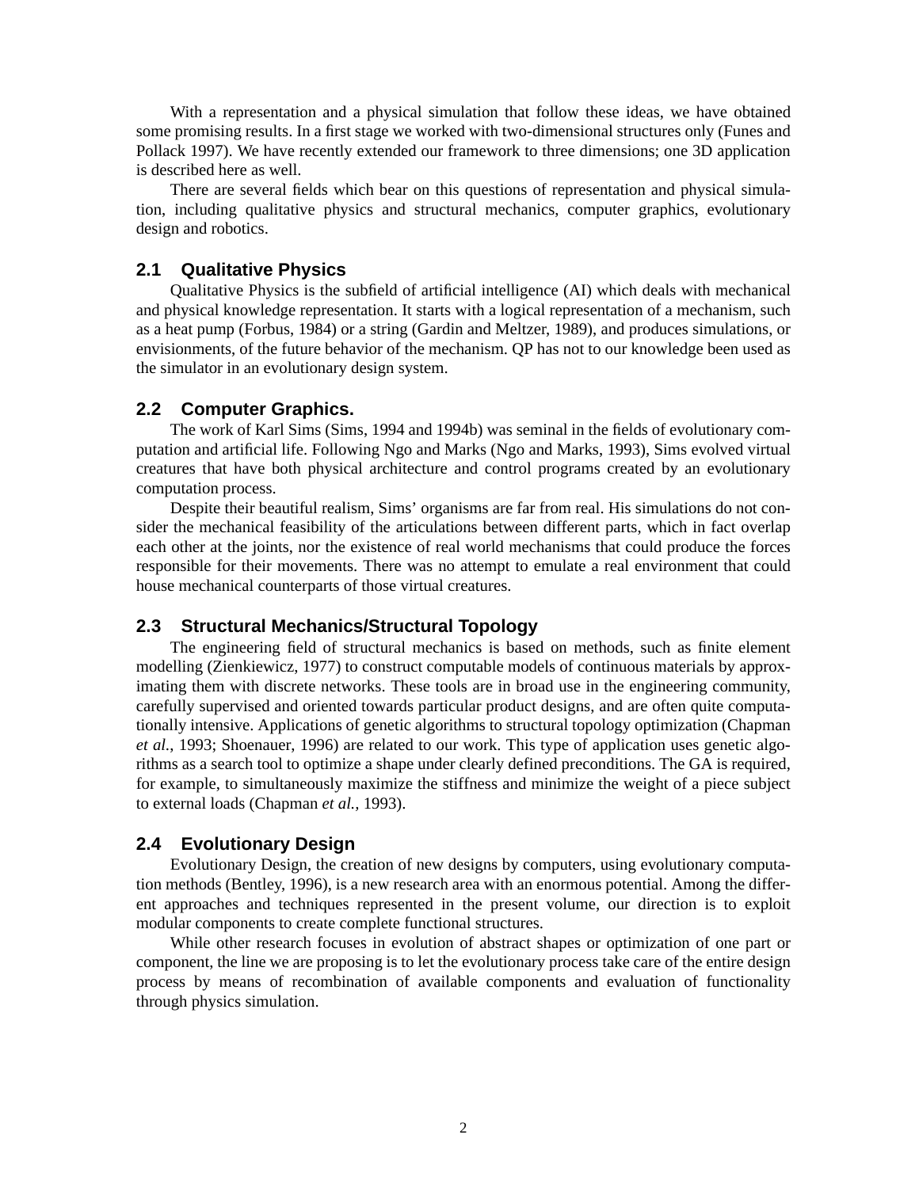With a representation and a physical simulation that follow these ideas, we have obtained some promising results. In a first stage we worked with two-dimensional structures only (Funes and Pollack 1997). We have recently extended our framework to three dimensions; one 3D application is described here as well.

There are several fields which bear on this questions of representation and physical simulation, including qualitative physics and structural mechanics, computer graphics, evolutionary design and robotics.

## 2.1 Qualitative Physics

Qualitative Physics is the subfield of artificial intelligence (AI) which deals with mechanical and physical knowledge representation. It starts with a logical representation of a mechanism, such as a heat pump (Forbus, 1984) or a string (Gardin and Meltzer, 1989), and produces simulations, or envisionments, of the future behavior of the mechanism. QP has not to our knowledge been used as the simulator in an evolutionary design system.

## 2.2 Computer Graphics.

The work of Karl Sims (Sims, 1994 and 1994b) was seminal in the fields of evolutionary computation and artificial life. Following Ngo and Marks (Ngo and Marks, 1993), Sims evolved virtual creatures that have both physical architecture and control programs created by an evolutionary computation process.

Despite their beautiful realism, Sims' organisms are far from real. His simulations do not consider the mechanical feasibility of the articulations between different parts, which in fact overlap each other at the joints, nor the existence of real world mechanisms that could produce the forces responsible for their movements. There was no attempt to emulate a real environment that could house mechanical counterparts of those virtual creatures.

## 2.3 Structural Mechanics/Structural Topology

The engineering field of structural mechanics is based on methods, such as finite element modelling (Zienkiewicz, 1977) to construct computable models of continuous materials by approximating them with discrete networks. These tools are in broad use in the engineering community, carefully supervised and oriented towards particular product designs, and are often quite computationally intensive. Applications of genetic algorithms to structural topology optimization (Chapman *et al.*, 1993; Shoenauer, 1996) are related to our work. This type of application uses genetic algorithms as a search tool to optimize a shape under clearly defined preconditions. The GA is required, for example, to simultaneously maximize the stiffness and minimize the weight of a piece subject to external loads (Chapman *et al.,* 1993).

## 2.4 Evolutionary Design

Evolutionary Design, the creation of new designs by computers, using evolutionary computation methods (Bentley, 1996), is a new research area with an enormous potential. Among the different approaches and techniques represented in the present volume, our direction is to exploit modular components to create complete functional structures.

While other research focuses in evolution of abstract shapes or optimization of one part or component, the line we are proposing is to let the evolutionary process take care of the entire design process by means of recombination of available components and evaluation of functionality through physics simulation.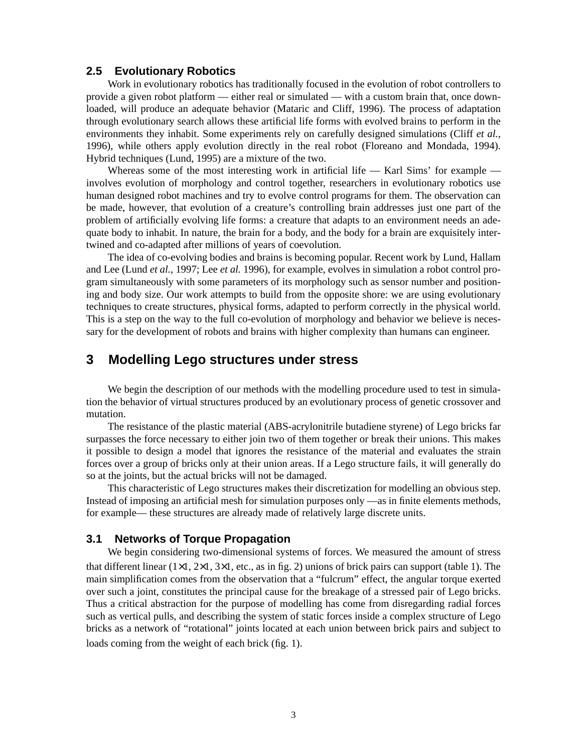### 2.5 Evolutionary Robotics

Work in evolutionary robotics has traditionally focused in the evolution of robot controllers to provide a given robot platform — either real or simulated — with a custom brain that, once downloaded, will produce an adequate behavior (Mataric and Cliff, 1996). The process of adaptation through evolutionary search allows these artificial life forms with evolved brains to perform in the environments they inhabit. Some experiments rely on carefully designed simulations (Cliff *et al.*, 1996), while others apply evolution directly in the real robot (Floreano and Mondada, 1994). Hybrid techniques (Lund, 1995) are a mixture of the two.

Whereas some of the most interesting work in artificial life — Karl Sims' for example — involves evolution of morphology and control together, researchers in evolutionary robotics use human designed robot machines and try to evolve control programs for them. The observation can be made, however, that evolution of a creature's controlling brain addresses just one part of the problem of artificially evolving life forms: a creature that adapts to an environment needs an adequate body to inhabit. In nature, the brain for a body, and the body for a brain are exquisitely intertwined and co-adapted after millions of years of coevolution.

The idea of co-evolving bodies and brains is becoming popular. Recent work by Lund, Hallam and Lee (Lund *et al.*, 1997; Lee *et al.* 1996), for example, evolves in simulation a robot control program simultaneously with some parameters of its morphology such as sensor number and positioning and body size. Our work attempts to build from the opposite shore: we are using evolutionary techniques to create structures, physical forms, adapted to perform correctly in the physical world. This is a step on the way to the full co-evolution of morphology and behavior we believe is necessary for the development of robots and brains with higher complexity than humans can engineer.

## 3 Modelling Lego structures under stress

We begin the description of our methods with the modelling procedure used to test in simulation the behavior of virtual structures produced by an evolutionary process of genetic crossover and mutation.

The resistance of the plastic material (ABS-acrylonitrile butadiene styrene) of Lego bricks far surpasses the force necessary to either join two of them together or break their unions. This makes it possible to design a model that ignores the resistance of the material and evaluates the strain forces over a group of bricks only at their union areas. If a Lego structure fails, it will generally do so at the joints, but the actual bricks will not be damaged.

This characteristic of Lego structures makes their discretization for modelling an obvious step. Instead of imposing an artificial mesh for simulation purposes only —as in finite elements methods, for example— these structures are already made of relatively large discrete units.

### 3.1 Networks of Torque Propagation

We begin considering two-dimensional systems of forces. We measured the amount of stress that different linear ($1\times1$, $2\times1$, $3\times1$, etc., as in fig. 2) unions of brick pairs can support (table 1). The main simplification comes from the observation that a "fulcrum" effect, the angular torque exerted over such a joint, constitutes the principal cause for the breakage of a stressed pair of Lego bricks. Thus a critical abstraction for the purpose of modelling has come from disregarding radial forces such as vertical pulls, and describing the system of static forces inside a complex structure of Lego bricks as a network of "rotational" joints located at each union between brick pairs and subject to loads coming from the weight of each brick (fig. 1).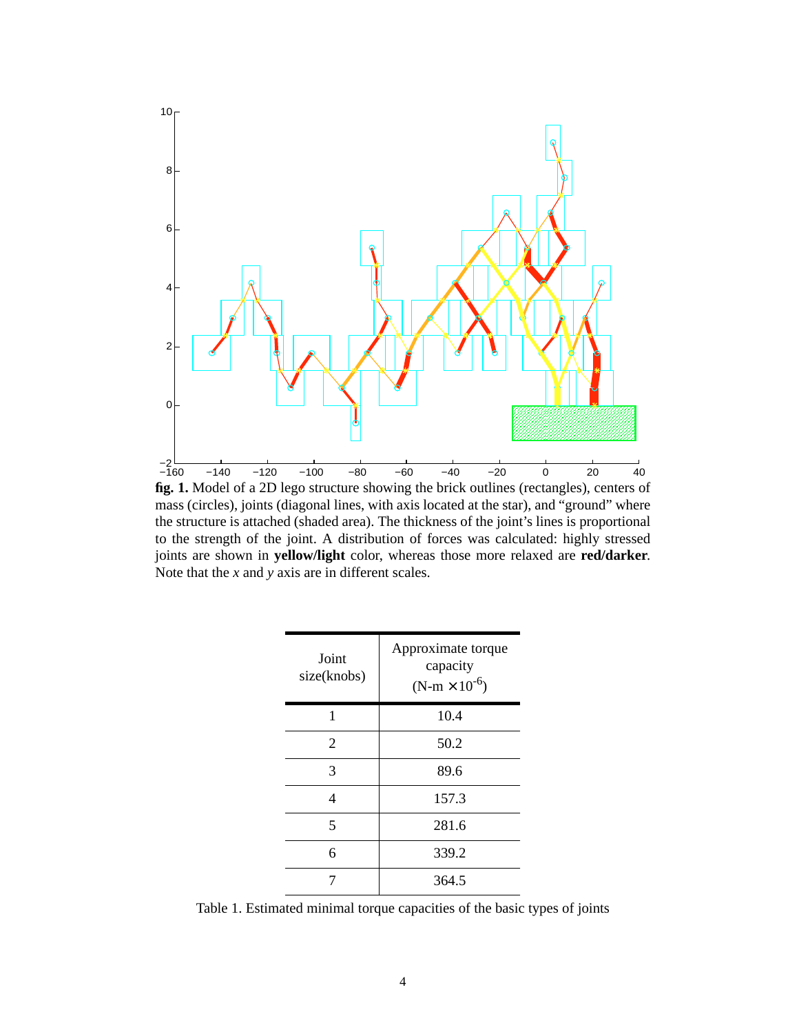**fig. 1.** Model of a 2D lego structure showing the brick outlines (rectangles), centers of mass (circles), joints (diagonal lines, with axis located at the star), and “ground” where the structure is attached (shaded area). The thickness of the joint’s lines is proportional to the strength of the joint. A distribution of forces was calculated: highly stressed joints are shown in **yellow/light** color, whereas those more relaxed are **red/darker**. Note that the *x* and *y* axis are in different scales.

| Joint size(knobs) | Approximate torque capacity (N-m $\times 10^{-6}$) |
|---|---|
| 1 | 10.4 |
| 2 | 50.2 |
| 3 | 89.6 |
| 4 | 157.3 |
| 5 | 281.6 |
| 6 | 339.2 |
| 7 | 364.5 |

Table 1. Estimated minimal torque capacities of the basic types of joints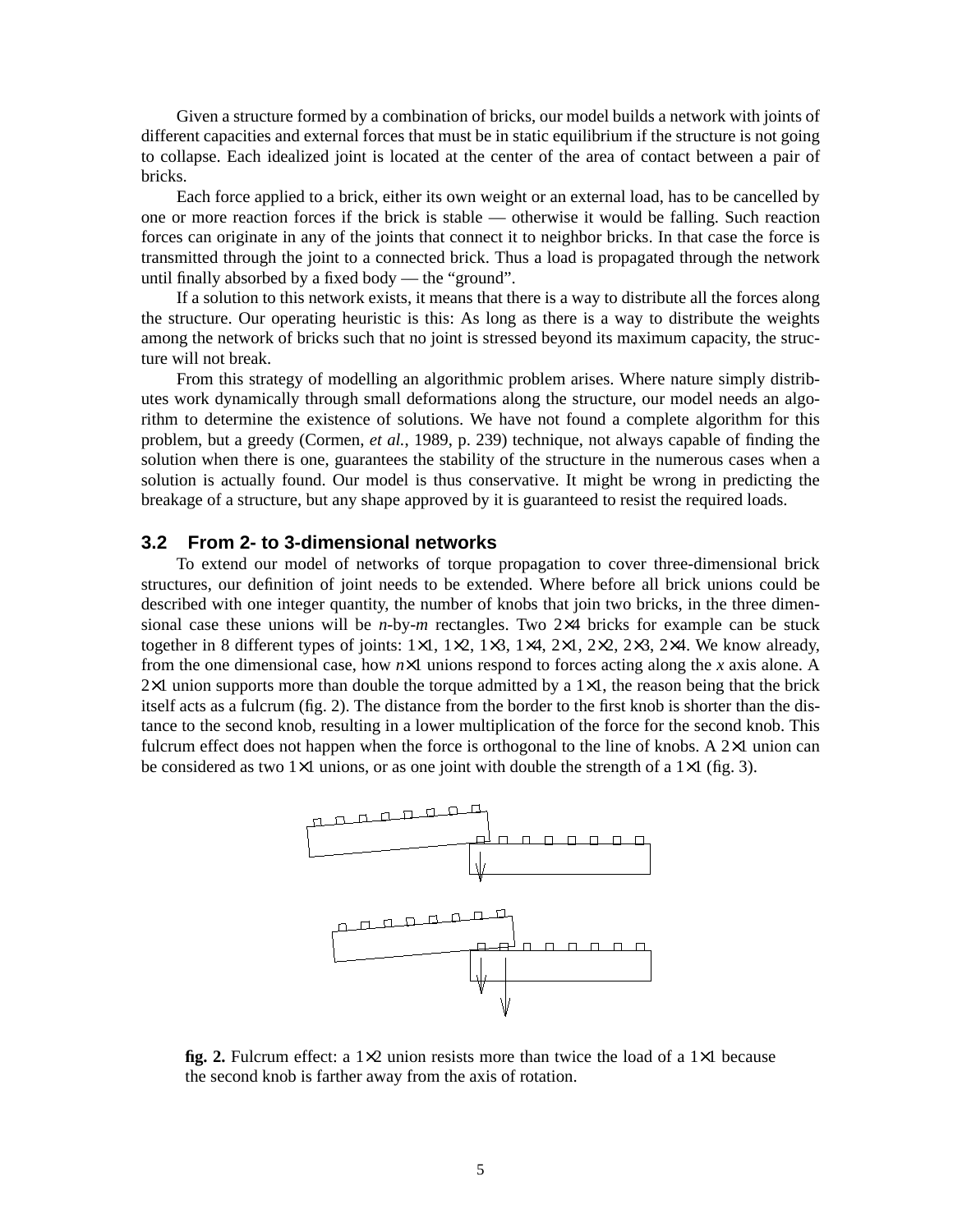Given a structure formed by a combination of bricks, our model builds a network with joints of different capacities and external forces that must be in static equilibrium if the structure is not going to collapse. Each idealized joint is located at the center of the area of contact between a pair of bricks.

Each force applied to a brick, either its own weight or an external load, has to be cancelled by one or more reaction forces if the brick is stable — otherwise it would be falling. Such reaction forces can originate in any of the joints that connect it to neighbor bricks. In that case the force is transmitted through the joint to a connected brick. Thus a load is propagated through the network until finally absorbed by a fixed body — the "ground".

If a solution to this network exists, it means that there is a way to distribute all the forces along the structure. Our operating heuristic is this: As long as there is a way to distribute the weights among the network of bricks such that no joint is stressed beyond its maximum capacity, the structure will not break.

From this strategy of modelling an algorithmic problem arises. Where nature simply distributes work dynamically through small deformations along the structure, our model needs an algorithm to determine the existence of solutions. We have not found a complete algorithm for this problem, but a greedy (Cormen, *et al.*, 1989, p. 239) technique, not always capable of finding the solution when there is one, guarantees the stability of the structure in the numerous cases when a solution is actually found. Our model is thus conservative. It might be wrong in predicting the breakage of a structure, but any shape approved by it is guaranteed to resist the required loads.

## 3.2 From 2- to 3-dimensional networks

To extend our model of networks of torque propagation to cover three-dimensional brick structures, our definition of joint needs to be extended. Where before all brick unions could be described with one integer quantity, the number of knobs that join two bricks, in the three dimensional case these unions will be $n$-by-$m$ rectangles. Two 2×4 bricks for example can be stuck together in 8 different types of joints: 1×1, 1×2, 1×3, 1×4, 2×1, 2×2, 2×3, 2×4. We know already, from the one dimensional case, how $n$×1 unions respond to forces acting along the $x$ axis alone. A 2×1 union supports more than double the torque admitted by a 1×1, the reason being that the brick itself acts as a fulcrum (fig. 2). The distance from the border to the first knob is shorter than the distance to the second knob, resulting in a lower multiplication of the force for the second knob. This fulcrum effect does not happen when the force is orthogonal to the line of knobs. A 2×1 union can be considered as two 1×1 unions, or as one joint with double the strength of a 1×1 (fig. 3).

**fig. 2.** Fulcrum effect: a 1×2 union resists more than twice the load of a 1×1 because the second knob is farther away from the axis of rotation.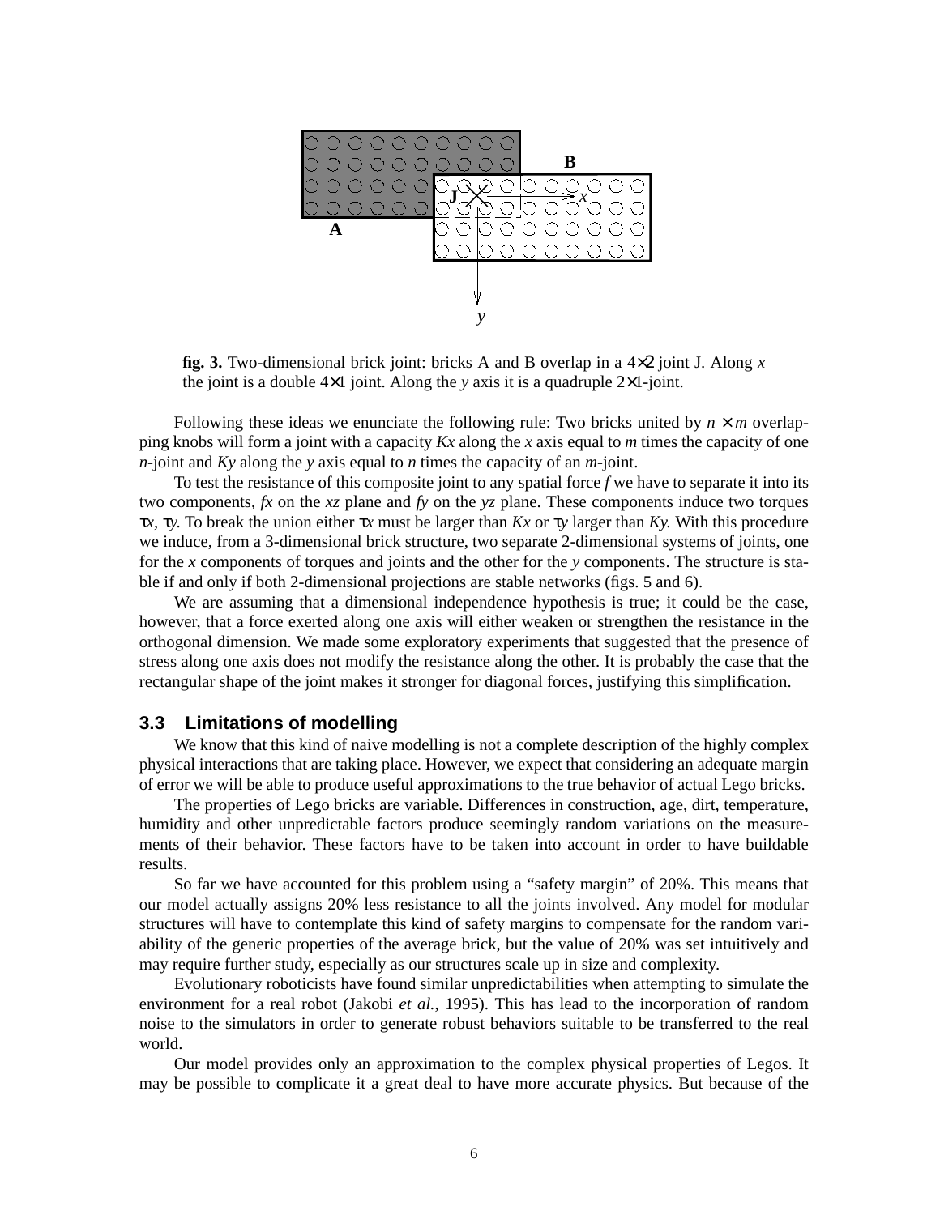**fig. 3.** Two-dimensional brick joint: bricks A and B overlap in a $4{\times}2$ joint J. Along $x$ the joint is a double $4{\times}1$ joint. Along the $y$ axis it is a quadruple $2{\times}1$-joint.

Following these ideas we enunciate the following rule: Two bricks united by $n \times m$ overlapping knobs will form a joint with a capacity $Kx$ along the $x$ axis equal to $m$ times the capacity of one $n$-joint and $Ky$ along the $y$ axis equal to $n$ times the capacity of an $m$-joint.

To test the resistance of this composite joint to any spatial force $f$ we have to separate it into its two components, $fx$ on the $xz$ plane and $fy$ on the $yz$ plane. These components induce two torques $\tau x$, $\tau y$. To break the union either $\tau x$ must be larger than $Kx$ or $\tau y$ larger than $Ky$. With this procedure we induce, from a 3-dimensional brick structure, two separate 2-dimensional systems of joints, one for the $x$ components of torques and joints and the other for the $y$ components. The structure is stable if and only if both 2-dimensional projections are stable networks (figs. 5 and 6).

We are assuming that a dimensional independence hypothesis is true; it could be the case, however, that a force exerted along one axis will either weaken or strengthen the resistance in the orthogonal dimension. We made some exploratory experiments that suggested that the presence of stress along one axis does not modify the resistance along the other. It is probably the case that the rectangular shape of the joint makes it stronger for diagonal forces, justifying this simplification.

### 3.3 Limitations of modelling

We know that this kind of naive modelling is not a complete description of the highly complex physical interactions that are taking place. However, we expect that considering an adequate margin of error we will be able to produce useful approximations to the true behavior of actual Lego bricks.

The properties of Lego bricks are variable. Differences in construction, age, dirt, temperature, humidity and other unpredictable factors produce seemingly random variations on the measurements of their behavior. These factors have to be taken into account in order to have buildable results.

So far we have accounted for this problem using a "safety margin" of 20%. This means that our model actually assigns 20% less resistance to all the joints involved. Any model for modular structures will have to contemplate this kind of safety margins to compensate for the random variability of the generic properties of the average brick, but the value of 20% was set intuitively and may require further study, especially as our structures scale up in size and complexity.

Evolutionary roboticists have found similar unpredictabilities when attempting to simulate the environment for a real robot (Jakobi *et al.*, 1995). This has lead to the incorporation of random noise to the simulators in order to generate robust behaviors suitable to be transferred to the real world.

Our model provides only an approximation to the complex physical properties of Legos. It may be possible to complicate it a great deal to have more accurate physics. But because of the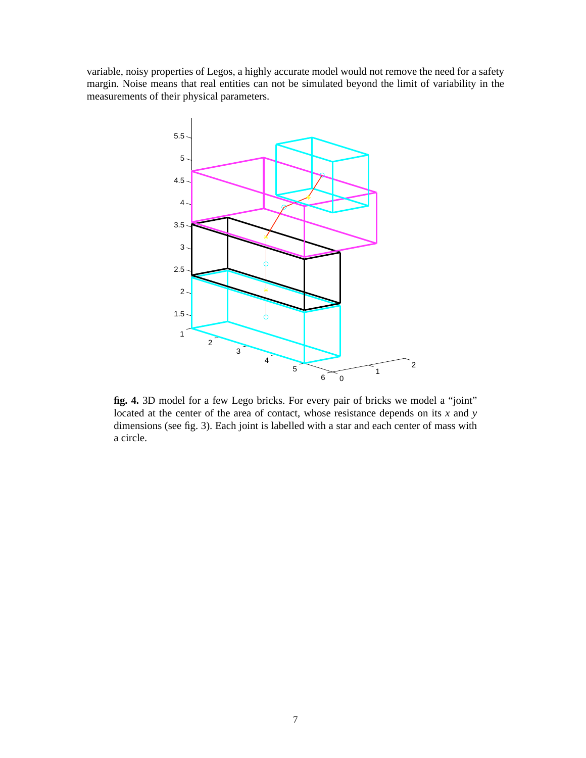variable, noisy properties of Legos, a highly accurate model would not remove the need for a safety margin. Noise means that real entities can not be simulated beyond the limit of variability in the measurements of their physical parameters.

**fig. 4.** 3D model for a few Lego bricks. For every pair of bricks we model a "joint" located at the center of the area of contact, whose resistance depends on its $x$ and $y$ dimensions (see fig. 3). Each joint is labelled with a star and each center of mass with a circle.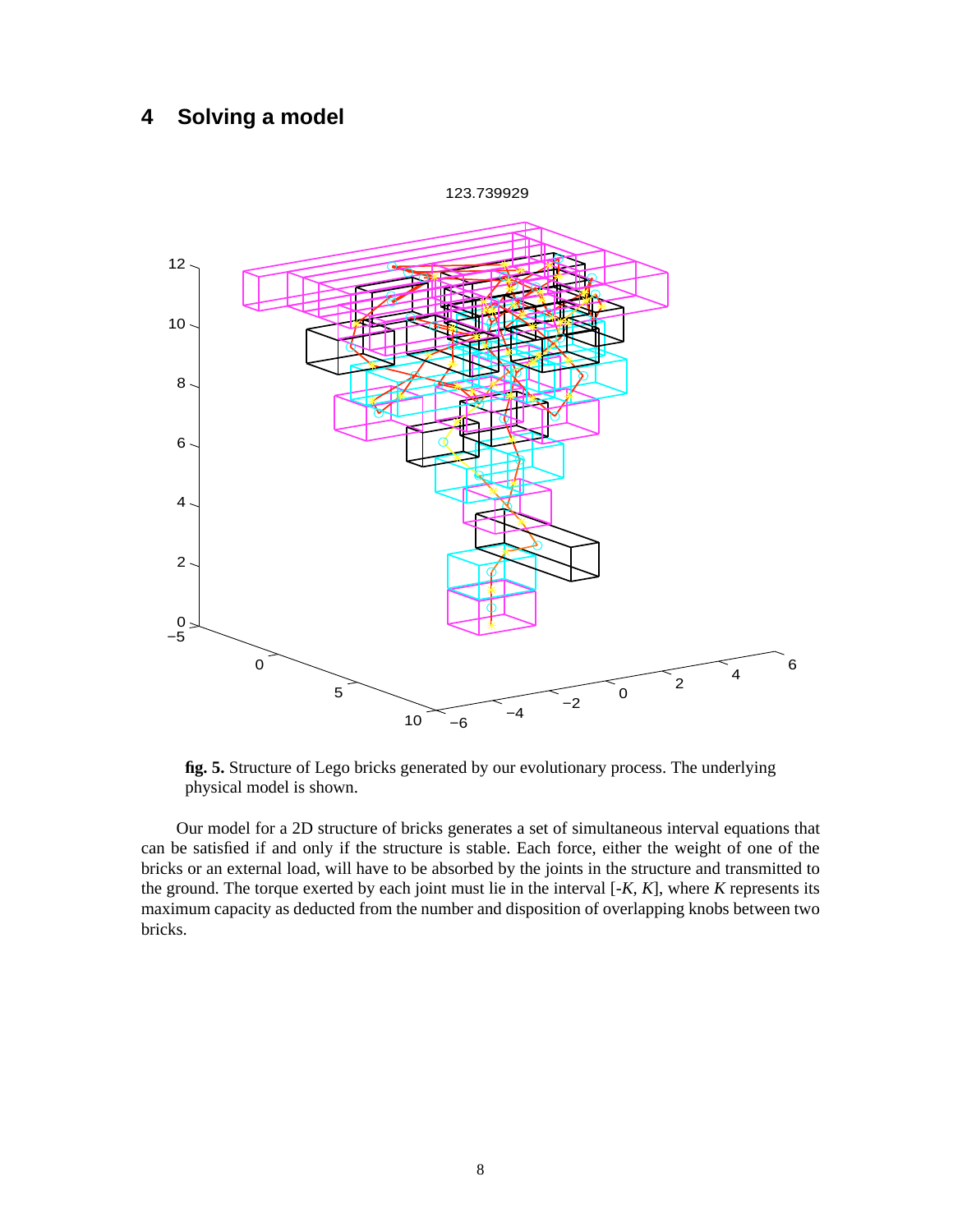## 4 Solving a model

**fig. 5.** Structure of Lego bricks generated by our evolutionary process. The underlying physical model is shown.

Our model for a 2D structure of bricks generates a set of simultaneous interval equations that can be satisfied if and only if the structure is stable. Each force, either the weight of one of the bricks or an external load, will have to be absorbed by the joints in the structure and transmitted to the ground. The torque exerted by each joint must lie in the interval $[-K, K]$, where $K$ represents its maximum capacity as deducted from the number and disposition of overlapping knobs between two bricks.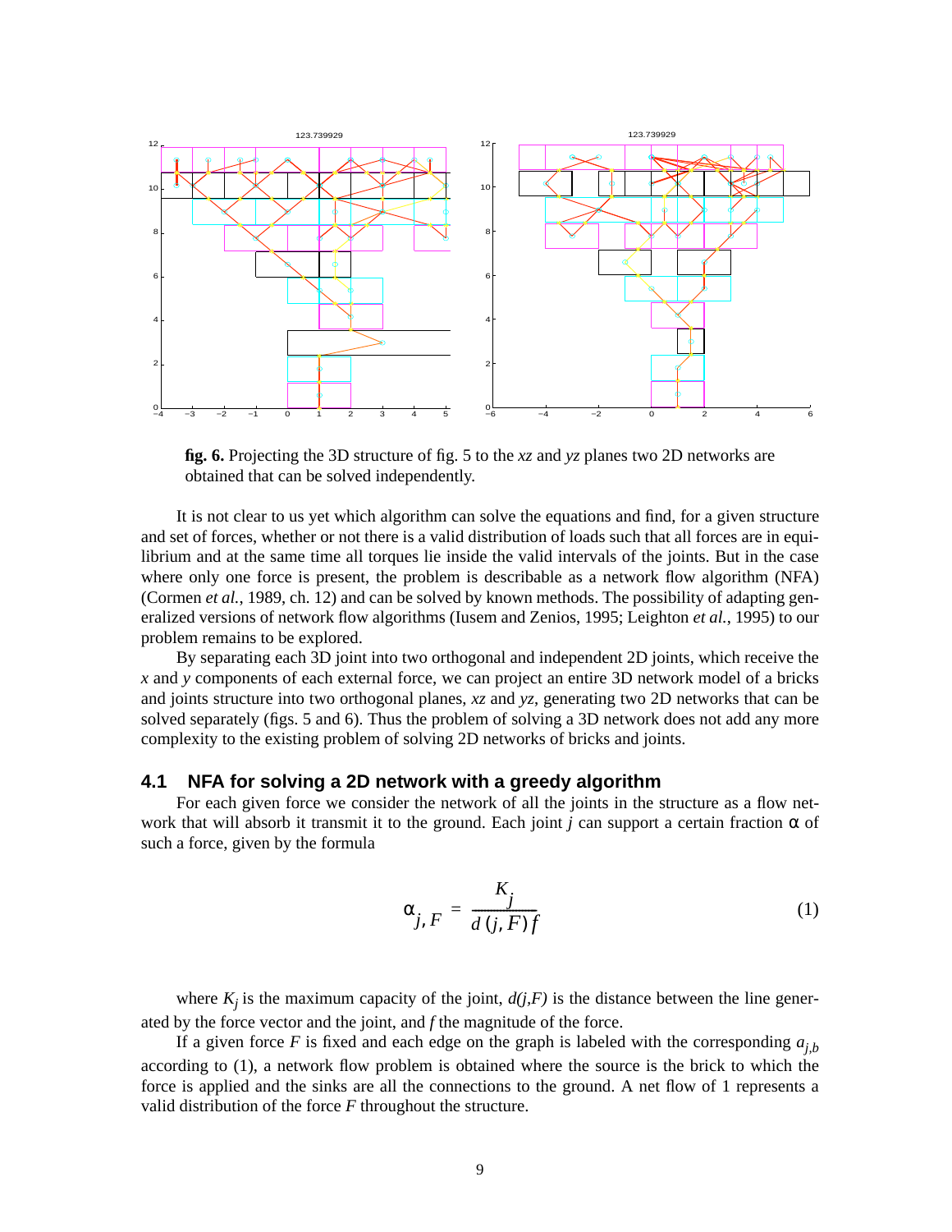**fig. 6.** Projecting the 3D structure of fig. 5 to the *xz* and *yz* planes two 2D networks are obtained that can be solved independently.

It is not clear to us yet which algorithm can solve the equations and find, for a given structure and set of forces, whether or not there is a valid distribution of loads such that all forces are in equilibrium and at the same time all torques lie inside the valid intervals of the joints. But in the case where only one force is present, the problem is describable as a network flow algorithm (NFA) (Cormen *et al.*, 1989, ch. 12) and can be solved by known methods. The possibility of adapting generalized versions of network flow algorithms (Iusem and Zenios, 1995; Leighton *et al.*, 1995) to our problem remains to be explored.

By separating each 3D joint into two orthogonal and independent 2D joints, which receive the *x* and *y* components of each external force, we can project an entire 3D network model of a bricks and joints structure into two orthogonal planes, *xz* and *yz*, generating two 2D networks that can be solved separately (figs. 5 and 6). Thus the problem of solving a 3D network does not add any more complexity to the existing problem of solving 2D networks of bricks and joints.

## 4.1 NFA for solving a 2D network with a greedy algorithm

For each given force we consider the network of all the joints in the structure as a flow network that will absorb it transmit it to the ground. Each joint *j* can support a certain fraction α of such a force, given by the formula

$$\alpha_{j,F} = \frac{K_j}{d(j,F)f} \tag{1}$$

where $K_j$ is the maximum capacity of the joint, *d(j,F)* is the distance between the line generated by the force vector and the joint, and *f* the magnitude of the force.

If a given force *F* is fixed and each edge on the graph is labeled with the corresponding $a_{j,b}$ according to (1), a network flow problem is obtained where the source is the brick to which the force is applied and the sinks are all the connections to the ground. A net flow of 1 represents a valid distribution of the force *F* throughout the structure.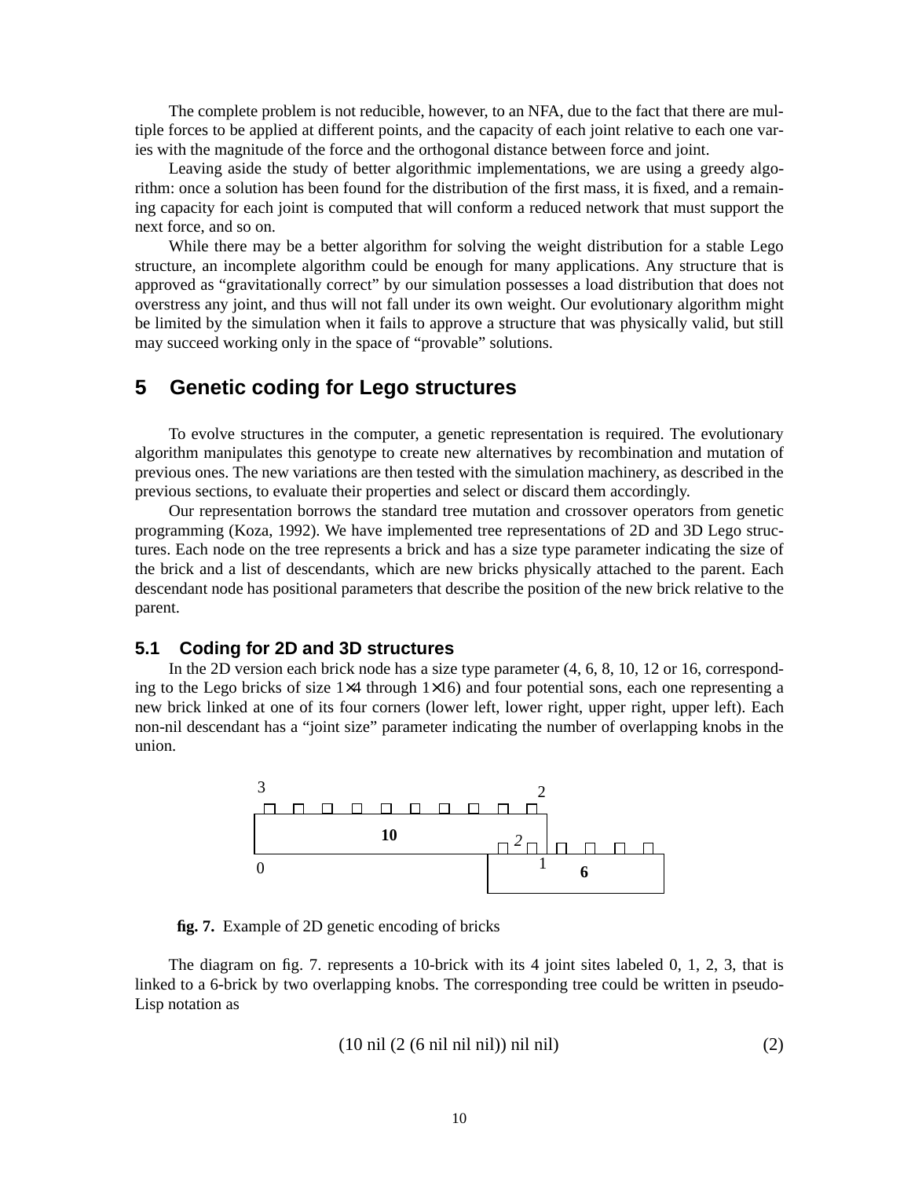The complete problem is not reducible, however, to an NFA, due to the fact that there are multiple forces to be applied at different points, and the capacity of each joint relative to each one varies with the magnitude of the force and the orthogonal distance between force and joint.

Leaving aside the study of better algorithmic implementations, we are using a greedy algorithm: once a solution has been found for the distribution of the first mass, it is fixed, and a remaining capacity for each joint is computed that will conform a reduced network that must support the next force, and so on.

While there may be a better algorithm for solving the weight distribution for a stable Lego structure, an incomplete algorithm could be enough for many applications. Any structure that is approved as "gravitationally correct" by our simulation possesses a load distribution that does not overstress any joint, and thus will not fall under its own weight. Our evolutionary algorithm might be limited by the simulation when it fails to approve a structure that was physically valid, but still may succeed working only in the space of "provable" solutions.

## 5 Genetic coding for Lego structures

To evolve structures in the computer, a genetic representation is required. The evolutionary algorithm manipulates this genotype to create new alternatives by recombination and mutation of previous ones. The new variations are then tested with the simulation machinery, as described in the previous sections, to evaluate their properties and select or discard them accordingly.

Our representation borrows the standard tree mutation and crossover operators from genetic programming (Koza, 1992). We have implemented tree representations of 2D and 3D Lego structures. Each node on the tree represents a brick and has a size type parameter indicating the size of the brick and a list of descendants, which are new bricks physically attached to the parent. Each descendant node has positional parameters that describe the position of the new brick relative to the parent.

### 5.1 Coding for 2D and 3D structures

In the 2D version each brick node has a size type parameter (4, 6, 8, 10, 12 or 16, corresponding to the Lego bricks of size 1×4 through 1×16) and four potential sons, each one representing a new brick linked at one of its four corners (lower left, lower right, upper right, upper left). Each non-nil descendant has a "joint size" parameter indicating the number of overlapping knobs in the union.

3
2
10
2
0
1
6

**fig. 7.** Example of 2D genetic encoding of bricks

The diagram on fig. 7. represents a 10-brick with its 4 joint sites labeled 0, 1, 2, 3, that is linked to a 6-brick by two overlapping knobs. The corresponding tree could be written in pseudo-Lisp notation as

$$(10 \text{ nil } (2 \text{ } (6 \text{ nil nil nil})) \text{ nil nil}) \tag{2}$$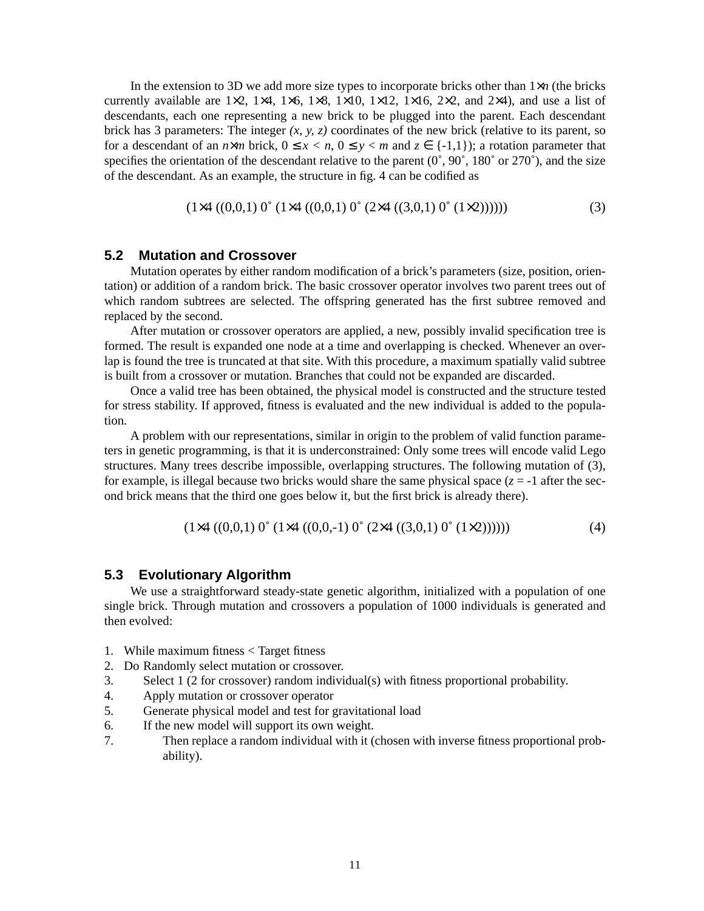In the extension to 3D we add more size types to incorporate bricks other than $1\times n$ (the bricks currently available are $1\times2$, $1\times4$, $1\times6$, $1\times8$, $1\times10$, $1\times12$, $1\times16$, $2\times2$, and $2\times4$), and use a list of descendants, each one representing a new brick to be plugged into the parent. Each descendant brick has 3 parameters: The integer $(x, y, z)$ coordinates of the new brick (relative to its parent, so for a descendant of an $n\times m$ brick, $0 \le x < n$, $0 \le y < m$ and $z \in \{-1,1\}$); a rotation parameter that specifies the orientation of the descendant relative to the parent (0˚, 90˚, 180˚ or 270˚), and the size of the descendant. As an example, the structure in fig. 4 can be codified as

$$(1\times4\ ((0,0,1)\ 0^\circ\ (1\times4\ ((0,0,1)\ 0^\circ\ (2\times4\ ((3,0,1)\ 0^\circ\ (1\times2)))))) \tag{3}$$

### 5.2 Mutation and Crossover

Mutation operates by either random modification of a brick's parameters (size, position, orientation) or addition of a random brick. The basic crossover operator involves two parent trees out of which random subtrees are selected. The offspring generated has the first subtree removed and replaced by the second.

After mutation or crossover operators are applied, a new, possibly invalid specification tree is formed. The result is expanded one node at a time and overlapping is checked. Whenever an overlap is found the tree is truncated at that site. With this procedure, a maximum spatially valid subtree is built from a crossover or mutation. Branches that could not be expanded are discarded.

Once a valid tree has been obtained, the physical model is constructed and the structure tested for stress stability. If approved, fitness is evaluated and the new individual is added to the population.

A problem with our representations, similar in origin to the problem of valid function parameters in genetic programming, is that it is underconstrained: Only some trees will encode valid Lego structures. Many trees describe impossible, overlapping structures. The following mutation of (3), for example, is illegal because two bricks would share the same physical space ($z$ = -1 after the second brick means that the third one goes below it, but the first brick is already there).

$$(1\times4\ ((0,0,1)\ 0^\circ\ (1\times4\ ((0,0,-1)\ 0^\circ\ (2\times4\ ((3,0,1)\ 0^\circ\ (1\times2)))))) \tag{4}$$

### 5.3 Evolutionary Algorithm

We use a straightforward steady-state genetic algorithm, initialized with a population of one single brick. Through mutation and crossovers a population of 1000 individuals is generated and then evolved:

1. While maximum fitness < Target fitness
2. Do Randomly select mutation or crossover.
3. Select 1 (2 for crossover) random individual(s) with fitness proportional probability.
4. Apply mutation or crossover operator
5. Generate physical model and test for gravitational load
6. If the new model will support its own weight.
7. Then replace a random individual with it (chosen with inverse fitness proportional probability).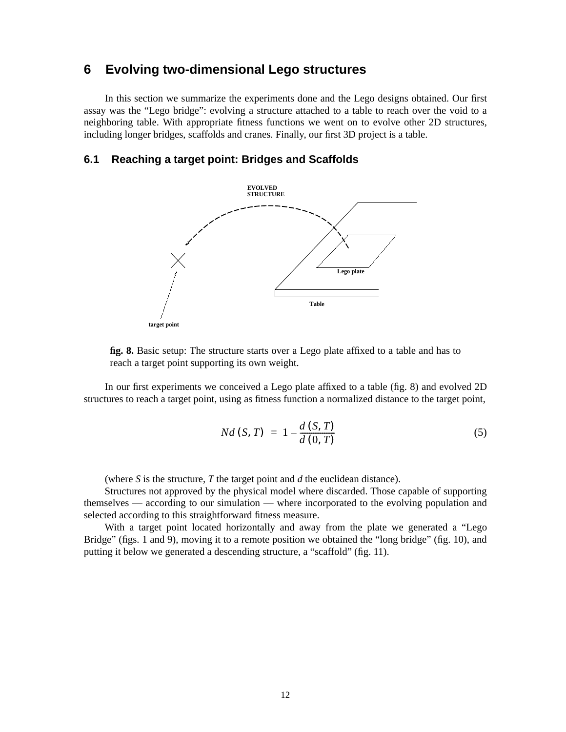# 6 Evolving two-dimensional Lego structures

In this section we summarize the experiments done and the Lego designs obtained. Our first assay was the "Lego bridge": evolving a structure attached to a table to reach over the void to a neighboring table. With appropriate fitness functions we went on to evolve other 2D structures, including longer bridges, scaffolds and cranes. Finally, our first 3D project is a table.

## 6.1 Reaching a target point: Bridges and Scaffolds

EVOLVED STRUCTURE

Lego plate

Table

target point

**fig. 8.** Basic setup: The structure starts over a Lego plate affixed to a table and has to reach a target point supporting its own weight.

In our first experiments we conceived a Lego plate affixed to a table (fig. 8) and evolved 2D structures to reach a target point, using as fitness function a normalized distance to the target point,

$$Nd(S, T) = 1 - \frac{d(S, T)}{d(0, T)} \tag{5}$$

(where *S* is the structure, *T* the target point and *d* the euclidean distance).

Structures not approved by the physical model where discarded. Those capable of supporting themselves — according to our simulation — where incorporated to the evolving population and selected according to this straightforward fitness measure.

With a target point located horizontally and away from the plate we generated a "Lego Bridge" (figs. 1 and 9), moving it to a remote position we obtained the "long bridge" (fig. 10), and putting it below we generated a descending structure, a "scaffold" (fig. 11).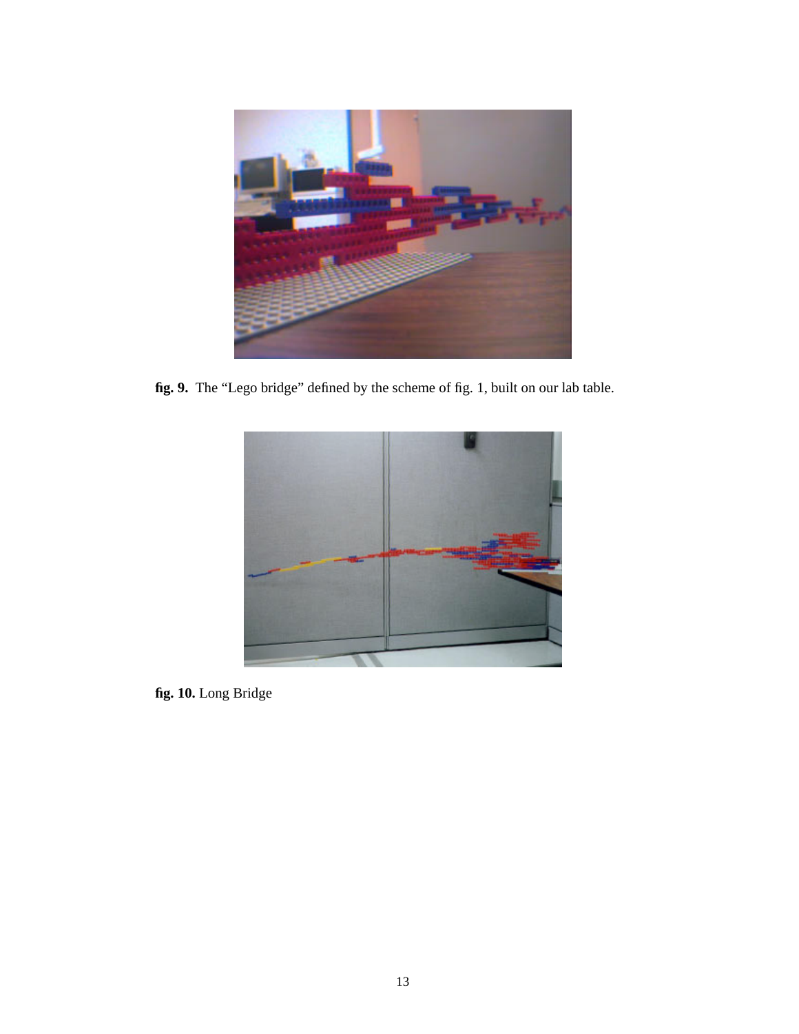**fig. 9.** The “Lego bridge” defined by the scheme of fig. 1, built on our lab table.

**fig. 10.** Long Bridge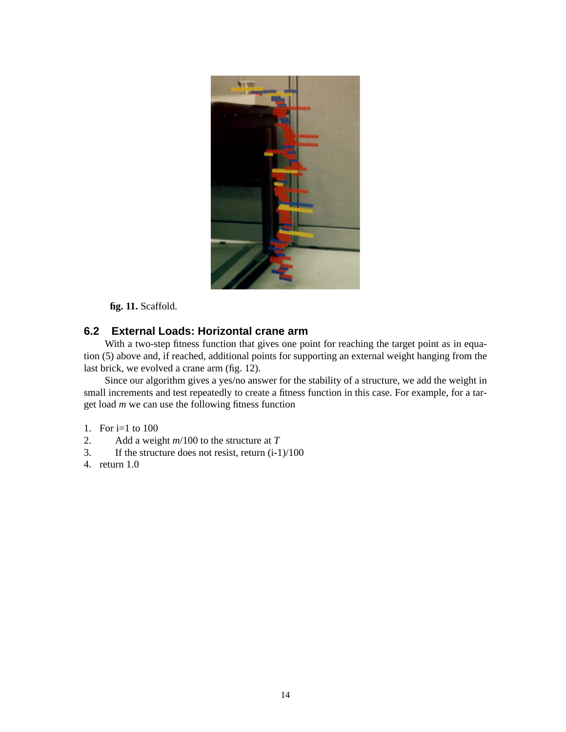**fig. 11.** Scaffold.

### 6.2 External Loads: Horizontal crane arm

With a two-step fitness function that gives one point for reaching the target point as in equation (5) above and, if reached, additional points for supporting an external weight hanging from the last brick, we evolved a crane arm (fig. 12).

Since our algorithm gives a yes/no answer for the stability of a structure, we add the weight in small increments and test repeatedly to create a fitness function in this case. For example, for a target load *m* we can use the following fitness function

1. For i=1 to 100
2. Add a weight *m*/100 to the structure at *T*
3. If the structure does not resist, return (i-1)/100
4. return 1.0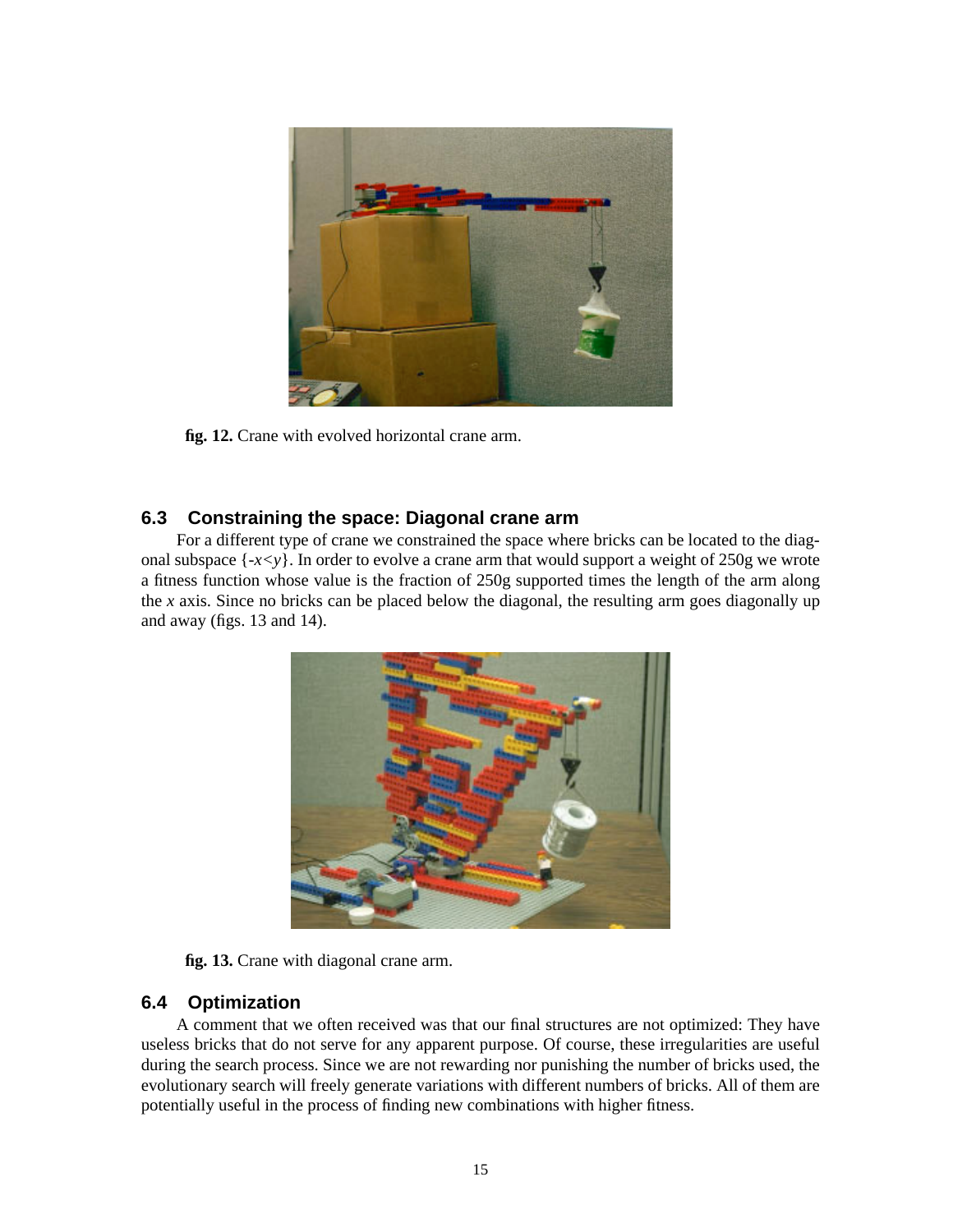**fig. 12.** Crane with evolved horizontal crane arm.

### 6.3 Constraining the space: Diagonal crane arm

For a different type of crane we constrained the space where bricks can be located to the diagonal subspace $\{-x<y\}$. In order to evolve a crane arm that would support a weight of 250g we wrote a fitness function whose value is the fraction of 250g supported times the length of the arm along the *x* axis. Since no bricks can be placed below the diagonal, the resulting arm goes diagonally up and away (figs. 13 and 14).

**fig. 13.** Crane with diagonal crane arm.

### 6.4 Optimization

A comment that we often received was that our final structures are not optimized: They have useless bricks that do not serve for any apparent purpose. Of course, these irregularities are useful during the search process. Since we are not rewarding nor punishing the number of bricks used, the evolutionary search will freely generate variations with different numbers of bricks. All of them are potentially useful in the process of finding new combinations with higher fitness.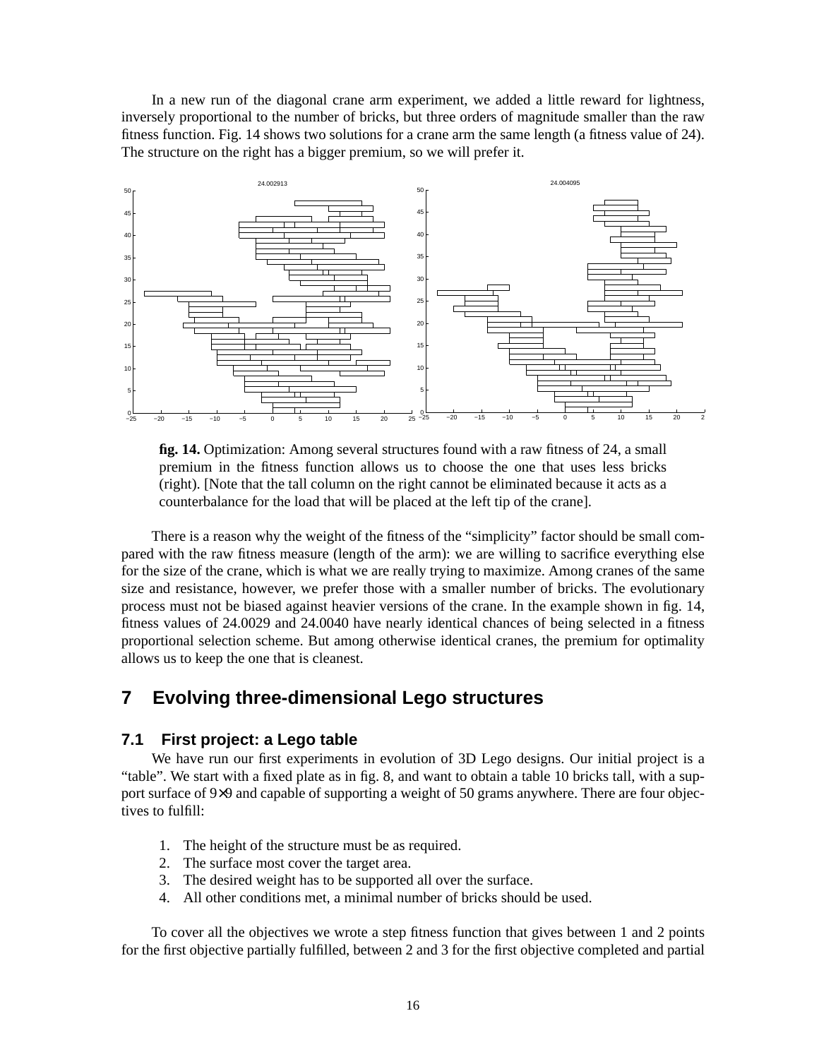In a new run of the diagonal crane arm experiment, we added a little reward for lightness, inversely proportional to the number of bricks, but three orders of magnitude smaller than the raw fitness function. Fig. 14 shows two solutions for a crane arm the same length (a fitness value of 24). The structure on the right has a bigger premium, so we will prefer it.

**fig. 14.** Optimization: Among several structures found with a raw fitness of 24, a small premium in the fitness function allows us to choose the one that uses less bricks (right). [Note that the tall column on the right cannot be eliminated because it acts as a counterbalance for the load that will be placed at the left tip of the crane].

There is a reason why the weight of the fitness of the "simplicity" factor should be small compared with the raw fitness measure (length of the arm): we are willing to sacrifice everything else for the size of the crane, which is what we are really trying to maximize. Among cranes of the same size and resistance, however, we prefer those with a smaller number of bricks. The evolutionary process must not be biased against heavier versions of the crane. In the example shown in fig. 14, fitness values of 24.0029 and 24.0040 have nearly identical chances of being selected in a fitness proportional selection scheme. But among otherwise identical cranes, the premium for optimality allows us to keep the one that is cleanest.

## 7 Evolving three-dimensional Lego structures

### 7.1 First project: a Lego table

We have run our first experiments in evolution of 3D Lego designs. Our initial project is a "table". We start with a fixed plate as in fig. 8, and want to obtain a table 10 bricks tall, with a support surface of $9\times9$ and capable of supporting a weight of 50 grams anywhere. There are four objectives to fulfill:

1. The height of the structure must be as required.
2. The surface most cover the target area.
3. The desired weight has to be supported all over the surface.
4. All other conditions met, a minimal number of bricks should be used.

To cover all the objectives we wrote a step fitness function that gives between 1 and 2 points for the first objective partially fulfilled, between 2 and 3 for the first objective completed and partial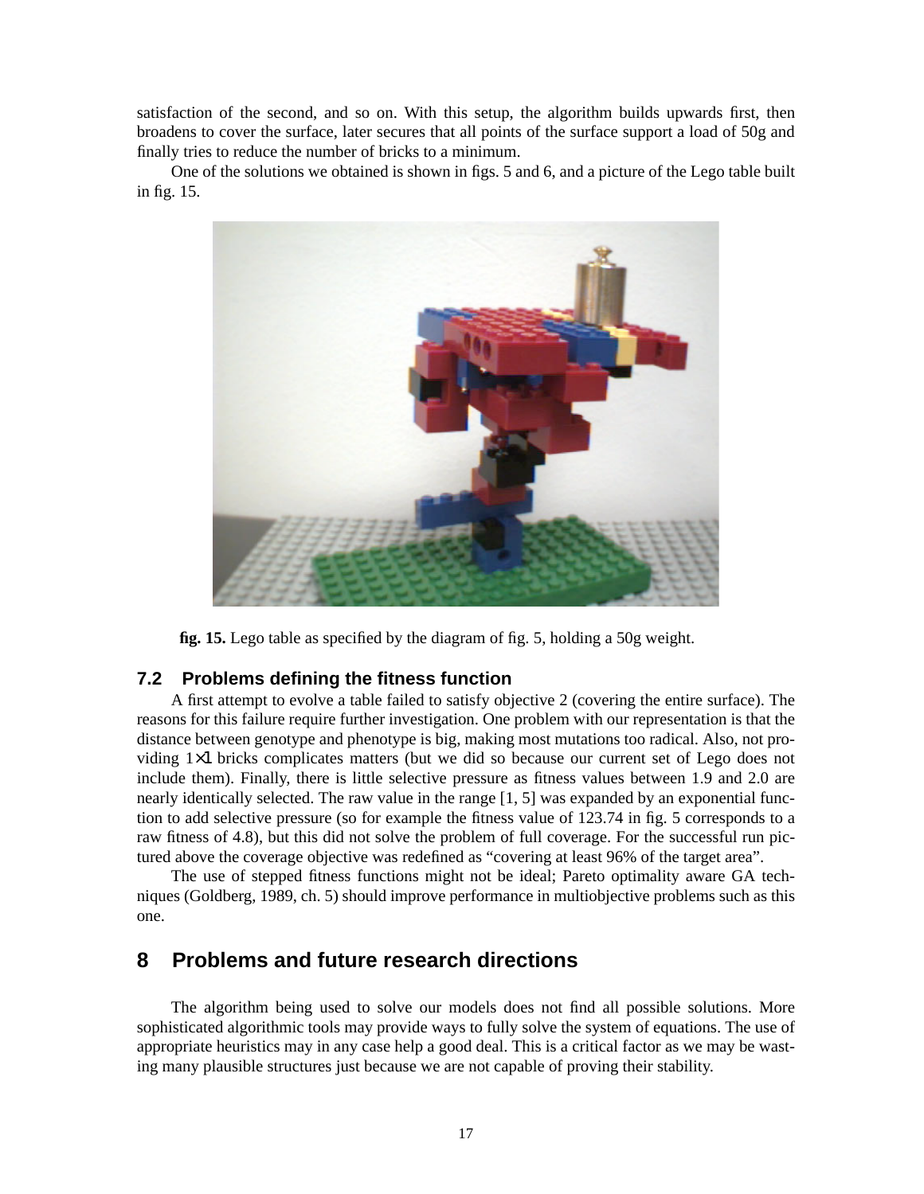satisfaction of the second, and so on. With this setup, the algorithm builds upwards first, then broadens to cover the surface, later secures that all points of the surface support a load of 50g and finally tries to reduce the number of bricks to a minimum.

One of the solutions we obtained is shown in figs. 5 and 6, and a picture of the Lego table built in fig. 15.

**fig. 15.** Lego table as specified by the diagram of fig. 5, holding a 50g weight.

### 7.2 Problems defining the fitness function

A first attempt to evolve a table failed to satisfy objective 2 (covering the entire surface). The reasons for this failure require further investigation. One problem with our representation is that the distance between genotype and phenotype is big, making most mutations too radical. Also, not providing 1×1 bricks complicates matters (but we did so because our current set of Lego does not include them). Finally, there is little selective pressure as fitness values between 1.9 and 2.0 are nearly identically selected. The raw value in the range [1, 5] was expanded by an exponential function to add selective pressure (so for example the fitness value of 123.74 in fig. 5 corresponds to a raw fitness of 4.8), but this did not solve the problem of full coverage. For the successful run pictured above the coverage objective was redefined as "covering at least 96% of the target area".

The use of stepped fitness functions might not be ideal; Pareto optimality aware GA techniques (Goldberg, 1989, ch. 5) should improve performance in multiobjective problems such as this one.

## 8 Problems and future research directions

The algorithm being used to solve our models does not find all possible solutions. More sophisticated algorithmic tools may provide ways to fully solve the system of equations. The use of appropriate heuristics may in any case help a good deal. This is a critical factor as we may be wasting many plausible structures just because we are not capable of proving their stability.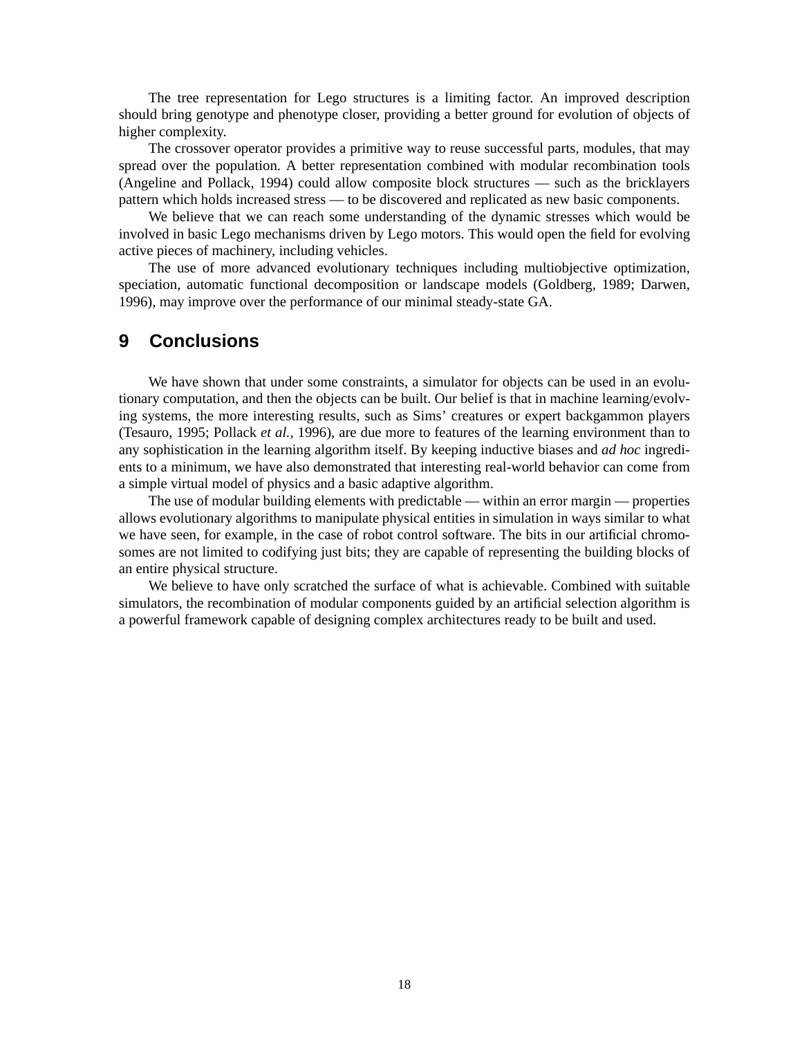The tree representation for Lego structures is a limiting factor. An improved description should bring genotype and phenotype closer, providing a better ground for evolution of objects of higher complexity.

The crossover operator provides a primitive way to reuse successful parts, modules, that may spread over the population. A better representation combined with modular recombination tools (Angeline and Pollack, 1994) could allow composite block structures — such as the bricklayers pattern which holds increased stress — to be discovered and replicated as new basic components.

We believe that we can reach some understanding of the dynamic stresses which would be involved in basic Lego mechanisms driven by Lego motors. This would open the field for evolving active pieces of machinery, including vehicles.

The use of more advanced evolutionary techniques including multiobjective optimization, speciation, automatic functional decomposition or landscape models (Goldberg, 1989; Darwen, 1996), may improve over the performance of our minimal steady-state GA.

## 9 Conclusions

We have shown that under some constraints, a simulator for objects can be used in an evolutionary computation, and then the objects can be built. Our belief is that in machine learning/evolving systems, the more interesting results, such as Sims' creatures or expert backgammon players (Tesauro, 1995; Pollack *et al.*, 1996), are due more to features of the learning environment than to any sophistication in the learning algorithm itself. By keeping inductive biases and *ad hoc* ingredients to a minimum, we have also demonstrated that interesting real-world behavior can come from a simple virtual model of physics and a basic adaptive algorithm.

The use of modular building elements with predictable — within an error margin — properties allows evolutionary algorithms to manipulate physical entities in simulation in ways similar to what we have seen, for example, in the case of robot control software. The bits in our artificial chromosomes are not limited to codifying just bits; they are capable of representing the building blocks of an entire physical structure.

We believe to have only scratched the surface of what is achievable. Combined with suitable simulators, the recombination of modular components guided by an artificial selection algorithm is a powerful framework capable of designing complex architectures ready to be built and used.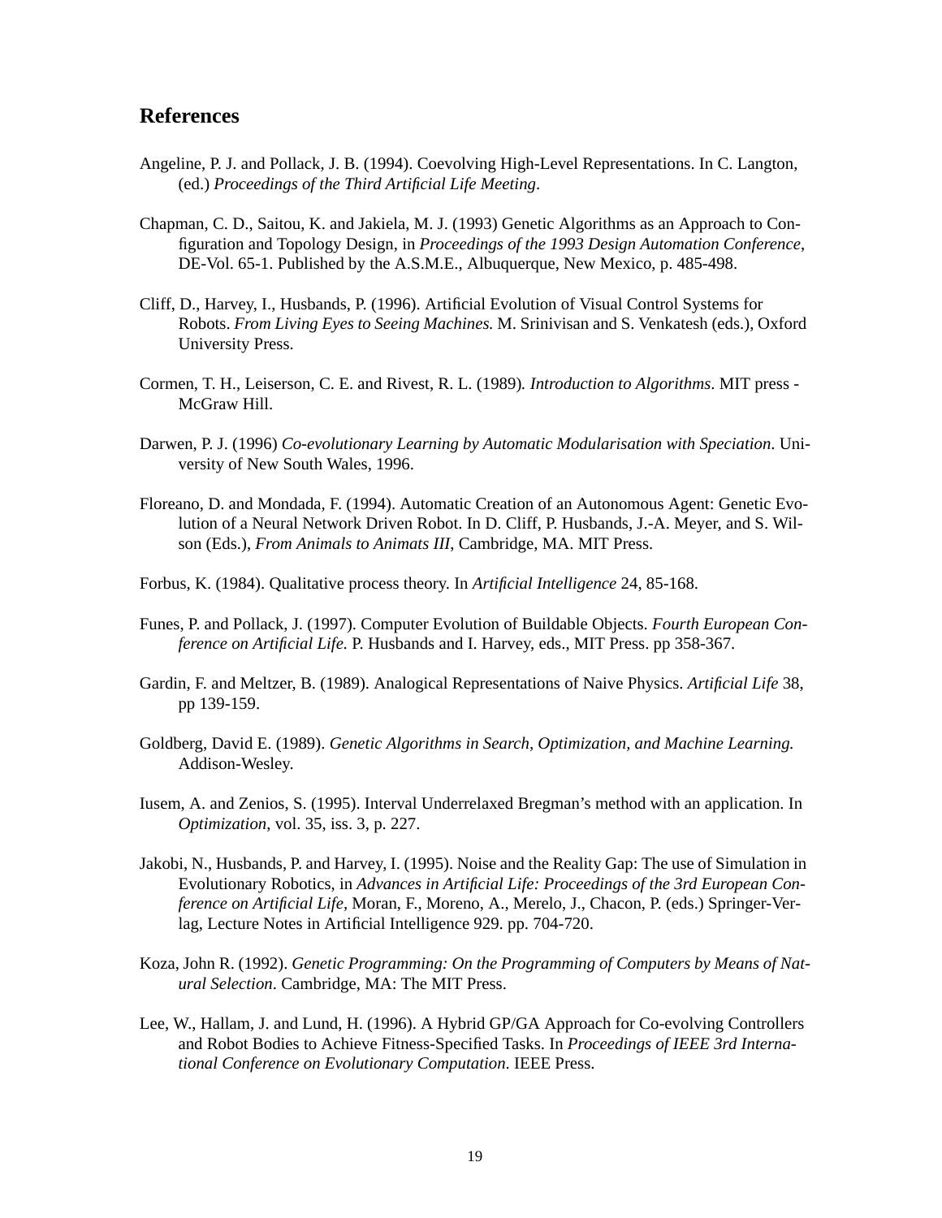## References

Angeline, P. J. and Pollack, J. B. (1994). Coevolving High-Level Representations. In C. Langton, (ed.) *Proceedings of the Third Artificial Life Meeting*.

Chapman, C. D., Saitou, K. and Jakiela, M. J. (1993) Genetic Algorithms as an Approach to Configuration and Topology Design, in *Proceedings of the 1993 Design Automation Conference*, DE-Vol. 65-1. Published by the A.S.M.E., Albuquerque, New Mexico, p. 485-498.

Cliff, D., Harvey, I., Husbands, P. (1996). Artificial Evolution of Visual Control Systems for Robots. *From Living Eyes to Seeing Machines.* M. Srinivisan and S. Venkatesh (eds.), Oxford University Press.

Cormen, T. H., Leiserson, C. E. and Rivest, R. L. (1989). *Introduction to Algorithms*. MIT press - McGraw Hill.

Darwen, P. J. (1996) *Co-evolutionary Learning by Automatic Modularisation with Speciation*. University of New South Wales, 1996.

Floreano, D. and Mondada, F. (1994). Automatic Creation of an Autonomous Agent: Genetic Evolution of a Neural Network Driven Robot. In D. Cliff, P. Husbands, J.-A. Meyer, and S. Wilson (Eds.), *From Animals to Animats III*, Cambridge, MA. MIT Press.

Forbus, K. (1984). Qualitative process theory. In *Artificial Intelligence* 24, 85-168.

Funes, P. and Pollack, J. (1997). Computer Evolution of Buildable Objects. *Fourth European Conference on Artificial Life.* P. Husbands and I. Harvey, eds., MIT Press. pp 358-367.

Gardin, F. and Meltzer, B. (1989). Analogical Representations of Naive Physics. *Artificial Life* 38, pp 139-159.

Goldberg, David E. (1989). *Genetic Algorithms in Search, Optimization, and Machine Learning.* Addison-Wesley.

Iusem, A. and Zenios, S. (1995). Interval Underrelaxed Bregman's method with an application. In *Optimization*, vol. 35, iss. 3, p. 227.

Jakobi, N., Husbands, P. and Harvey, I. (1995). Noise and the Reality Gap: The use of Simulation in Evolutionary Robotics, in *Advances in Artificial Life: Proceedings of the 3rd European Conference on Artificial Life*, Moran, F., Moreno, A., Merelo, J., Chacon, P. (eds.) Springer-Verlag, Lecture Notes in Artificial Intelligence 929. pp. 704-720.

Koza, John R. (1992). *Genetic Programming: On the Programming of Computers by Means of Natural Selection*. Cambridge, MA: The MIT Press.

Lee, W., Hallam, J. and Lund, H. (1996). A Hybrid GP/GA Approach for Co-evolving Controllers and Robot Bodies to Achieve Fitness-Specified Tasks. In *Proceedings of IEEE 3rd International Conference on Evolutionary Computation*. IEEE Press.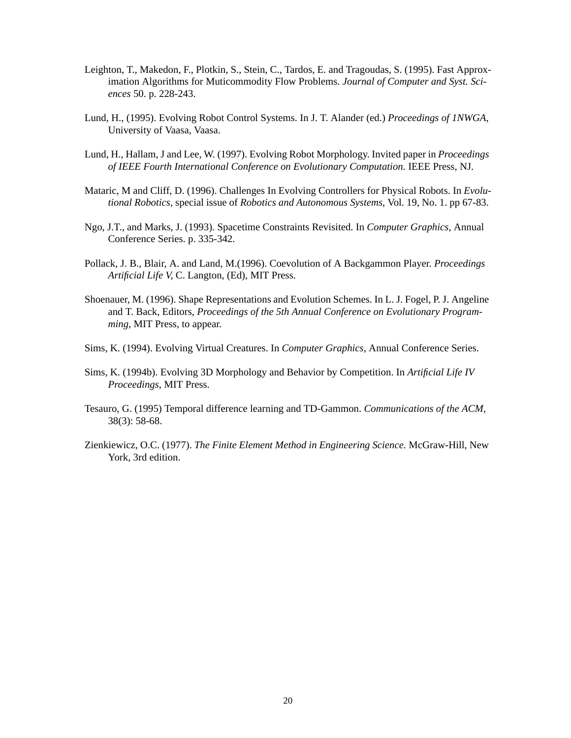Leighton, T., Makedon, F., Plotkin, S., Stein, C., Tardos, E. and Tragoudas, S. (1995). Fast Approximation Algorithms for Muticommodity Flow Problems. *Journal of Computer and Syst. Sciences* 50. p. 228-243.

Lund, H., (1995). Evolving Robot Control Systems. In J. T. Alander (ed.) *Proceedings of 1NWGA*, University of Vaasa, Vaasa.

Lund, H., Hallam, J and Lee, W. (1997). Evolving Robot Morphology. Invited paper in *Proceedings of IEEE Fourth International Conference on Evolutionary Computation.* IEEE Press, NJ.

Mataric, M and Cliff, D. (1996). Challenges In Evolving Controllers for Physical Robots. In *Evolutional Robotics*, special issue of *Robotics and Autonomous Systems*, Vol. 19, No. 1. pp 67-83.

Ngo, J.T., and Marks, J. (1993). Spacetime Constraints Revisited. In *Computer Graphics*, Annual Conference Series. p. 335-342.

Pollack, J. B., Blair, A. and Land, M.(1996). Coevolution of A Backgammon Player. *Proceedings Artificial Life V,* C. Langton, (Ed), MIT Press.

Shoenauer, M. (1996). Shape Representations and Evolution Schemes. In L. J. Fogel, P. J. Angeline and T. Back, Editors, *Proceedings of the 5th Annual Conference on Evolutionary Programming*, MIT Press, to appear.

Sims, K. (1994). Evolving Virtual Creatures. In *Computer Graphics*, Annual Conference Series.

Sims, K. (1994b). Evolving 3D Morphology and Behavior by Competition. In *Artificial Life IV Proceedings*, MIT Press.

Tesauro, G. (1995) Temporal difference learning and TD-Gammon. *Communications of the ACM*, 38(3): 58-68.

Zienkiewicz, O.C. (1977). *The Finite Element Method in Engineering Science.* McGraw-Hill, New York, 3rd edition.